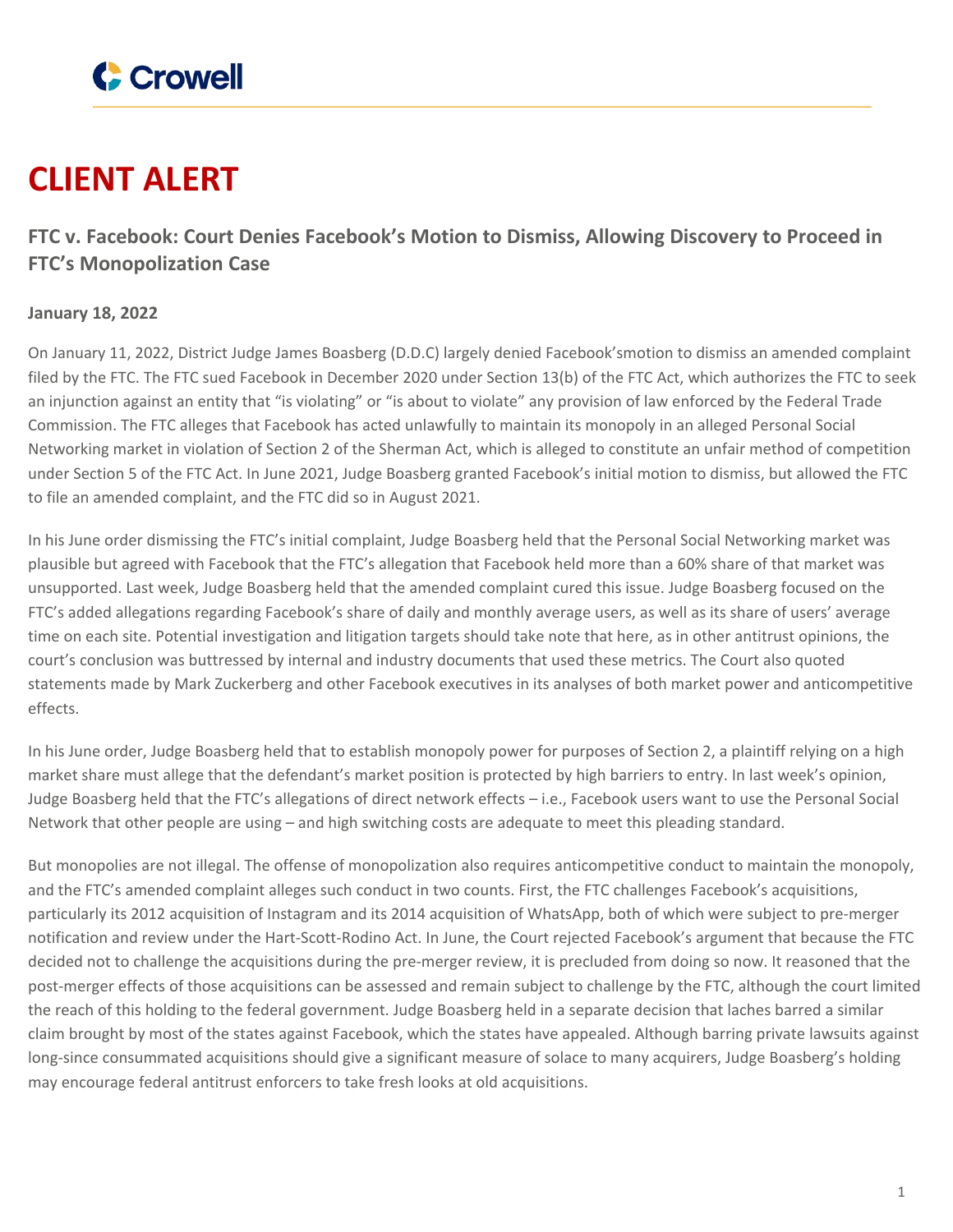Crowell

# CLIENT ALERT

### FTC v. Facebook: Court Denies Facebook's Motion to Dismiss, Allowing Discovery to Proceed in FTC's Monopolization Case

**January 18, 2022**

On January 11, 2022, District Judge James Boasberg (D.D.C) largely denied Facebook'smotion to dismiss an amended complaint filed by the FTC. The FTC sued Facebook in December 2020 under Section 13(b) of the FTC Act, which authorizes the FTC to seek an injunction against an entity that "is violating" or "is about to violate" any provision of law enforced by the Federal Trade Commission. The FTC alleges that Facebook has acted unlawfully to maintain its monopoly in an alleged Personal Social Networking market in violation of Section 2 of the Sherman Act, which is alleged to constitute an unfair method of competition under Section 5 of the FTC Act. In June 2021, Judge Boasberg granted Facebook's initial motion to dismiss, but allowed the FTC to file an amended complaint, and the FTC did so in August 2021.

In his June order dismissing the FTC's initial complaint, Judge Boasberg held that the Personal Social Networking market was plausible but agreed with Facebook that the FTC's allegation that Facebook held more than a 60% share of that market was unsupported. Last week, Judge Boasberg held that the amended complaint cured this issue. Judge Boasberg focused on the FTC's added allegations regarding Facebook's share of daily and monthly average users, as well as its share of users' average time on each site. Potential investigation and litigation targets should take note that here, as in other antitrust opinions, the court's conclusion was buttressed by internal and industry documents that used these metrics. The Court also quoted statements made by Mark Zuckerberg and other Facebook executives in its analyses of both market power and anticompetitive effects.

In his June order, Judge Boasberg held that to establish monopoly power for purposes of Section 2, a plaintiff relying on a high market share must allege that the defendant's market position is protected by high barriers to entry. In last week's opinion, Judge Boasberg held that the FTC's allegations of direct network effects – i.e., Facebook users want to use the Personal Social Network that other people are using – and high switching costs are adequate to meet this pleading standard.

But monopolies are not illegal. The offense of monopolization also requires anticompetitive conduct to maintain the monopoly, and the FTC's amended complaint alleges such conduct in two counts. First, the FTC challenges Facebook's acquisitions, particularly its 2012 acquisition of Instagram and its 2014 acquisition of WhatsApp, both of which were subject to pre-merger notification and review under the Hart-Scott-Rodino Act. In June, the Court rejected Facebook's argument that because the FTC decided not to challenge the acquisitions during the pre-merger review, it is precluded from doing so now. It reasoned that the post-merger effects of those acquisitions can be assessed and remain subject to challenge by the FTC, although the court limited the reach of this holding to the federal government. Judge Boasberg held in a separate decision that laches barred a similar claim brought by most of the states against Facebook, which the states have appealed. Although barring private lawsuits against long-since consummated acquisitions should give a significant measure of solace to many acquirers, Judge Boasberg's holding may encourage federal antitrust enforcers to take fresh looks at old acquisitions.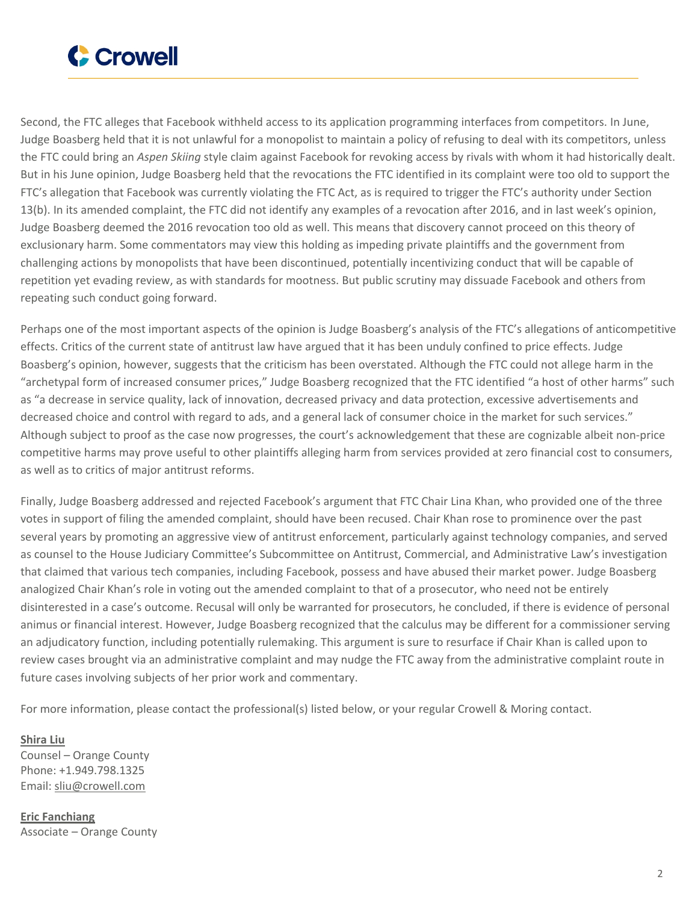Second, the FTC alleges that Facebook withheld access to its application programming interfaces from competitors. In June, Judge Boasberg held that it is not unlawful for a monopolist to maintain a policy of refusing to deal with its competitors, unless the FTC could bring an *Aspen Skiing* style claim against Facebook for revoking access by rivals with whom it had historically dealt. But in his June opinion, Judge Boasberg held that the revocations the FTC identified in its complaint were too old to support the FTC's allegation that Facebook was currently violating the FTC Act, as is required to trigger the FTC's authority under Section 13(b). In its amended complaint, the FTC did not identify any examples of a revocation after 2016, and in last week's opinion, Judge Boasberg deemed the 2016 revocation too old as well. This means that discovery cannot proceed on this theory of exclusionary harm. Some commentators may view this holding as impeding private plaintiffs and the government from challenging actions by monopolists that have been discontinued, potentially incentivizing conduct that will be capable of repetition yet evading review, as with standards for mootness. But public scrutiny may dissuade Facebook and others from repeating such conduct going forward.

Perhaps one of the most important aspects of the opinion is Judge Boasberg's analysis of the FTC's allegations of anticompetitive effects. Critics of the current state of antitrust law have argued that it has been unduly confined to price effects. Judge Boasberg's opinion, however, suggests that the criticism has been overstated. Although the FTC could not allege harm in the "archetypal form of increased consumer prices," Judge Boasberg recognized that the FTC identified "a host of other harms" such as "a decrease in service quality, lack of innovation, decreased privacy and data protection, excessive advertisements and decreased choice and control with regard to ads, and a general lack of consumer choice in the market for such services." Although subject to proof as the case now progresses, the court's acknowledgement that these are cognizable albeit non-price competitive harms may prove useful to other plaintiffs alleging harm from services provided at zero financial cost to consumers, as well as to critics of major antitrust reforms.

Finally, Judge Boasberg addressed and rejected Facebook's argument that FTC Chair Lina Khan, who provided one of the three votes in support of filing the amended complaint, should have been recused. Chair Khan rose to prominence over the past several years by promoting an aggressive view of antitrust enforcement, particularly against technology companies, and served as counsel to the House Judiciary Committee's Subcommittee on Antitrust, Commercial, and Administrative Law's investigation that claimed that various tech companies, including Facebook, possess and have abused their market power. Judge Boasberg analogized Chair Khan's role in voting out the amended complaint to that of a prosecutor, who need not be entirely disinterested in a case's outcome. Recusal will only be warranted for prosecutors, he concluded, if there is evidence of personal animus or financial interest. However, Judge Boasberg recognized that the calculus may be different for a commissioner serving an adjudicatory function, including potentially rulemaking. This argument is sure to resurface if Chair Khan is called upon to review cases brought via an administrative complaint and may nudge the FTC away from the administrative complaint route in future cases involving subjects of her prior work and commentary.

For more information, please contact the professional(s) listed below, or your regular Crowell & Moring contact.

**Shira Liu**
Counsel – Orange County
Phone: +1.949.798.1325
Email: sliu@crowell.com

**Eric Fanchiang**
Associate – Orange County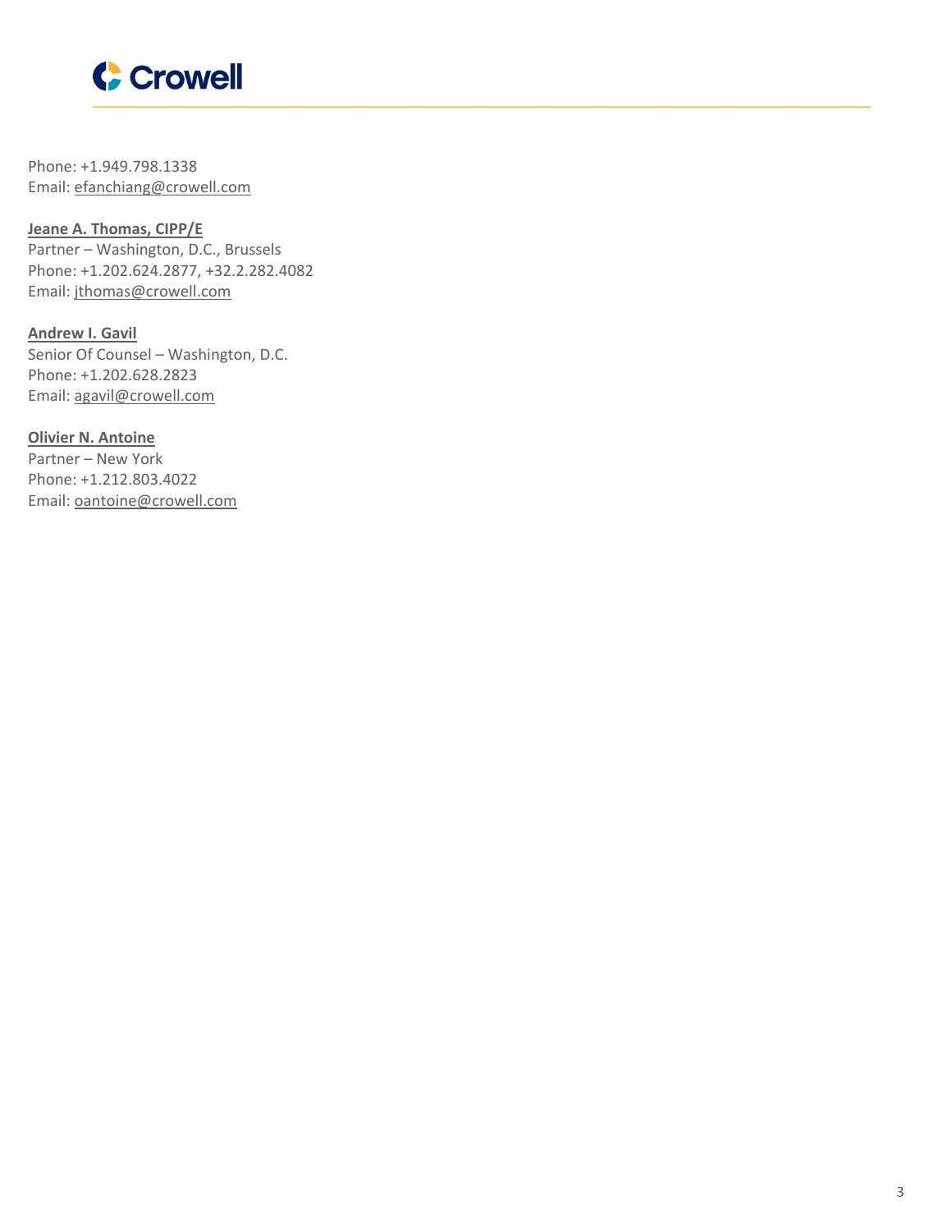Phone: +1.949.798.1338
Email: efanchiang@crowell.com

**Jeane A. Thomas, CIPP/E**
Partner – Washington, D.C., Brussels
Phone: +1.202.624.2877, +32.2.282.4082
Email: jthomas@crowell.com

**Andrew I. Gavil**
Senior Of Counsel – Washington, D.C.
Phone: +1.202.628.2823
Email: agavil@crowell.com

**Olivier N. Antoine**
Partner – New York
Phone: +1.212.803.4022
Email: oantoine@crowell.com